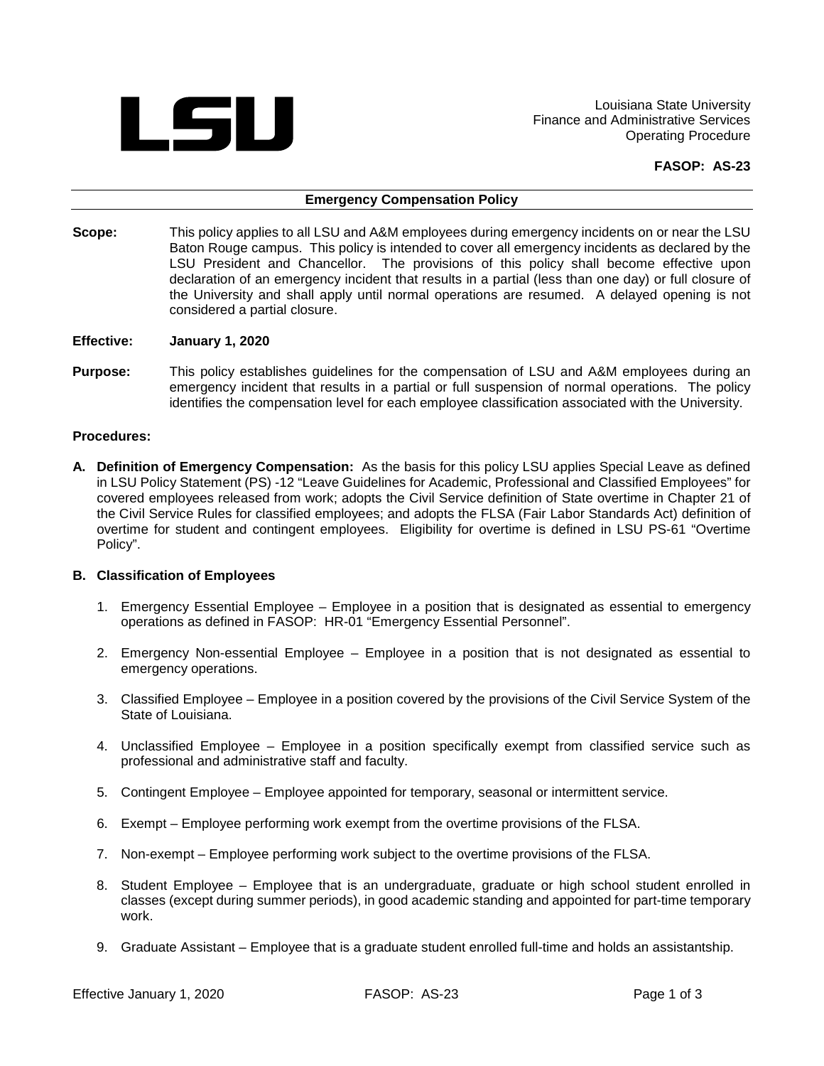LSU

Louisiana State University
Finance and Administrative Services
Operating Procedure

**FASOP: AS-23**

## Emergency Compensation Policy

**Scope:** This policy applies to all LSU and A&M employees during emergency incidents on or near the LSU Baton Rouge campus. This policy is intended to cover all emergency incidents as declared by the LSU President and Chancellor. The provisions of this policy shall become effective upon declaration of an emergency incident that results in a partial (less than one day) or full closure of the University and shall apply until normal operations are resumed. A delayed opening is not considered a partial closure.

**Effective: January 1, 2020**

**Purpose:** This policy establishes guidelines for the compensation of LSU and A&M employees during an emergency incident that results in a partial or full suspension of normal operations. The policy identifies the compensation level for each employee classification associated with the University.

**Procedures:**

**A. Definition of Emergency Compensation:** As the basis for this policy LSU applies Special Leave as defined in LSU Policy Statement (PS) -12 "Leave Guidelines for Academic, Professional and Classified Employees" for covered employees released from work; adopts the Civil Service definition of State overtime in Chapter 21 of the Civil Service Rules for classified employees; and adopts the FLSA (Fair Labor Standards Act) definition of overtime for student and contingent employees. Eligibility for overtime is defined in LSU PS-61 "Overtime Policy".

**B. Classification of Employees**

1. Emergency Essential Employee – Employee in a position that is designated as essential to emergency operations as defined in FASOP: HR-01 "Emergency Essential Personnel".
2. Emergency Non-essential Employee – Employee in a position that is not designated as essential to emergency operations.
3. Classified Employee – Employee in a position covered by the provisions of the Civil Service System of the State of Louisiana.
4. Unclassified Employee – Employee in a position specifically exempt from classified service such as professional and administrative staff and faculty.
5. Contingent Employee – Employee appointed for temporary, seasonal or intermittent service.
6. Exempt – Employee performing work exempt from the overtime provisions of the FLSA.
7. Non-exempt – Employee performing work subject to the overtime provisions of the FLSA.
8. Student Employee – Employee that is an undergraduate, graduate or high school student enrolled in classes (except during summer periods), in good academic standing and appointed for part-time temporary work.
9. Graduate Assistant – Employee that is a graduate student enrolled full-time and holds an assistantship.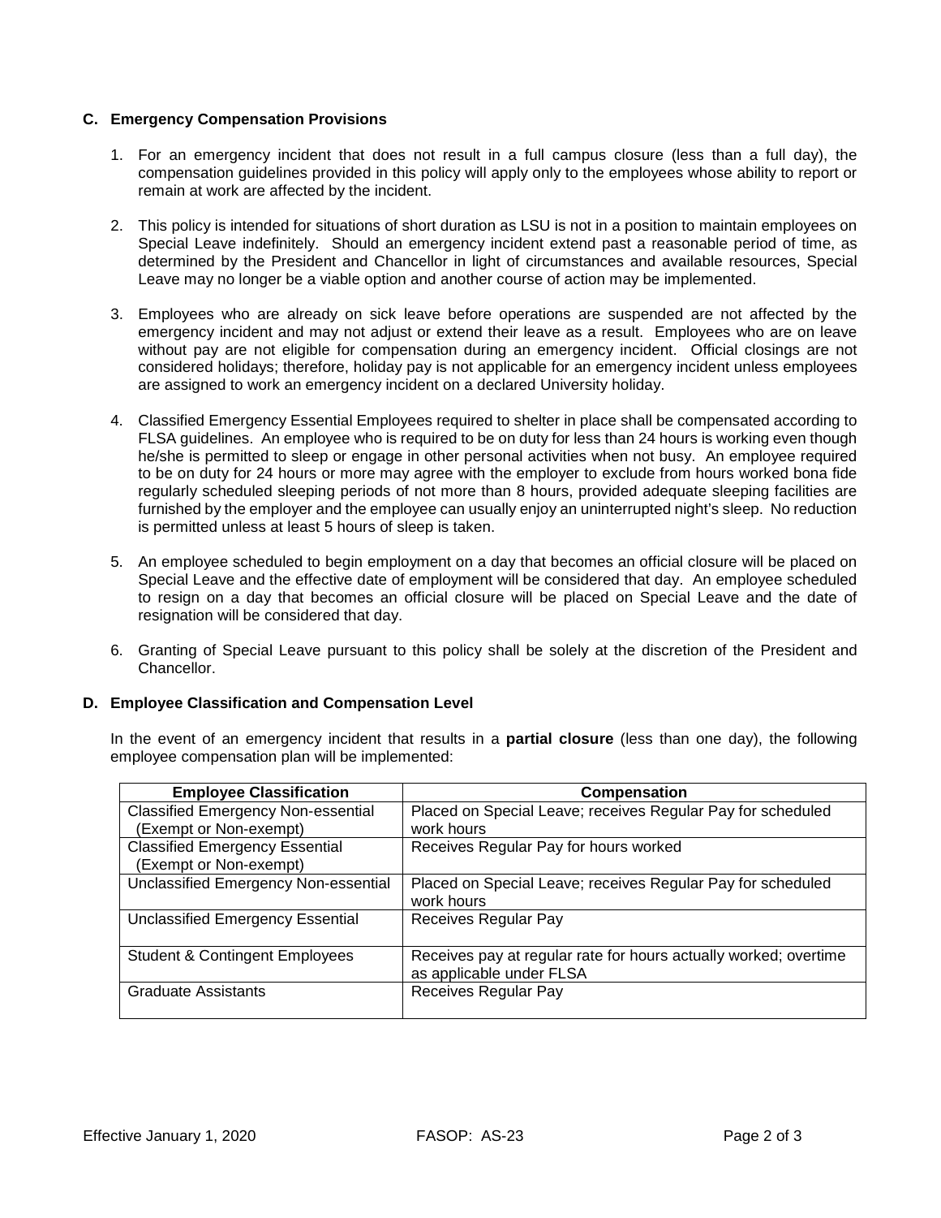### C. Emergency Compensation Provisions

1. For an emergency incident that does not result in a full campus closure (less than a full day), the compensation guidelines provided in this policy will apply only to the employees whose ability to report or remain at work are affected by the incident.

2. This policy is intended for situations of short duration as LSU is not in a position to maintain employees on Special Leave indefinitely. Should an emergency incident extend past a reasonable period of time, as determined by the President and Chancellor in light of circumstances and available resources, Special Leave may no longer be a viable option and another course of action may be implemented.

3. Employees who are already on sick leave before operations are suspended are not affected by the emergency incident and may not adjust or extend their leave as a result. Employees who are on leave without pay are not eligible for compensation during an emergency incident. Official closings are not considered holidays; therefore, holiday pay is not applicable for an emergency incident unless employees are assigned to work an emergency incident on a declared University holiday.

4. Classified Emergency Essential Employees required to shelter in place shall be compensated according to FLSA guidelines. An employee who is required to be on duty for less than 24 hours is working even though he/she is permitted to sleep or engage in other personal activities when not busy. An employee required to be on duty for 24 hours or more may agree with the employer to exclude from hours worked bona fide regularly scheduled sleeping periods of not more than 8 hours, provided adequate sleeping facilities are furnished by the employer and the employee can usually enjoy an uninterrupted night's sleep. No reduction is permitted unless at least 5 hours of sleep is taken.

5. An employee scheduled to begin employment on a day that becomes an official closure will be placed on Special Leave and the effective date of employment will be considered that day. An employee scheduled to resign on a day that becomes an official closure will be placed on Special Leave and the date of resignation will be considered that day.

6. Granting of Special Leave pursuant to this policy shall be solely at the discretion of the President and Chancellor.

### D. Employee Classification and Compensation Level

In the event of an emergency incident that results in a **partial closure** (less than one day), the following employee compensation plan will be implemented:

| Employee Classification | Compensation |
|---|---|
| Classified Emergency Non-essential (Exempt or Non-exempt) | Placed on Special Leave; receives Regular Pay for scheduled work hours |
| Classified Emergency Essential (Exempt or Non-exempt) | Receives Regular Pay for hours worked |
| Unclassified Emergency Non-essential | Placed on Special Leave; receives Regular Pay for scheduled work hours |
| Unclassified Emergency Essential | Receives Regular Pay |
| Student & Contingent Employees | Receives pay at regular rate for hours actually worked; overtime as applicable under FLSA |
| Graduate Assistants | Receives Regular Pay |

Effective January 1, 2020 FASOP: AS-23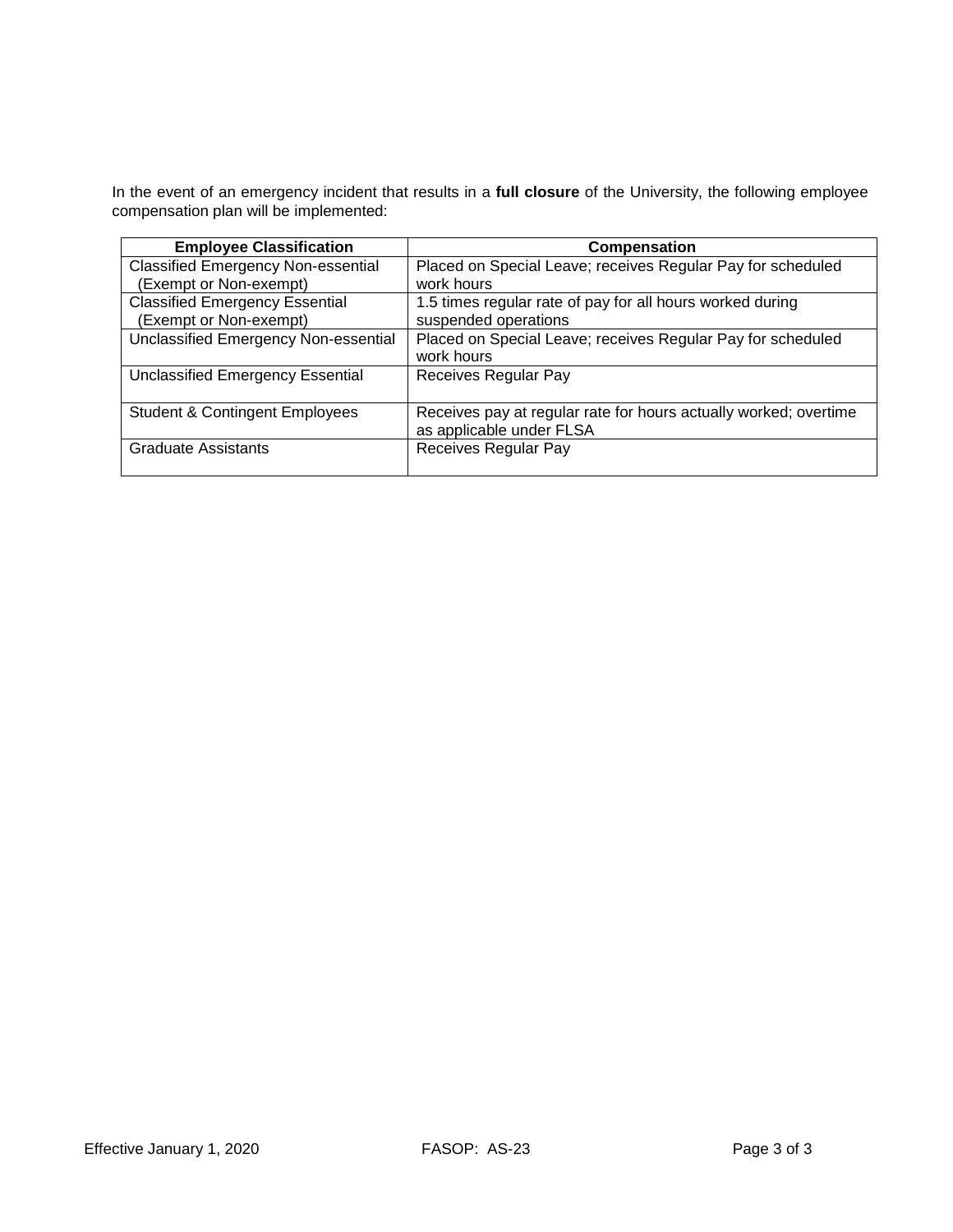In the event of an emergency incident that results in a **full closure** of the University, the following employee compensation plan will be implemented:

| Employee Classification | Compensation |
|---|---|
| Classified Emergency Non-essential (Exempt or Non-exempt) | Placed on Special Leave; receives Regular Pay for scheduled work hours |
| Classified Emergency Essential (Exempt or Non-exempt) | 1.5 times regular rate of pay for all hours worked during suspended operations |
| Unclassified Emergency Non-essential | Placed on Special Leave; receives Regular Pay for scheduled work hours |
| Unclassified Emergency Essential | Receives Regular Pay |
| Student & Contingent Employees | Receives pay at regular rate for hours actually worked; overtime as applicable under FLSA |
| Graduate Assistants | Receives Regular Pay |